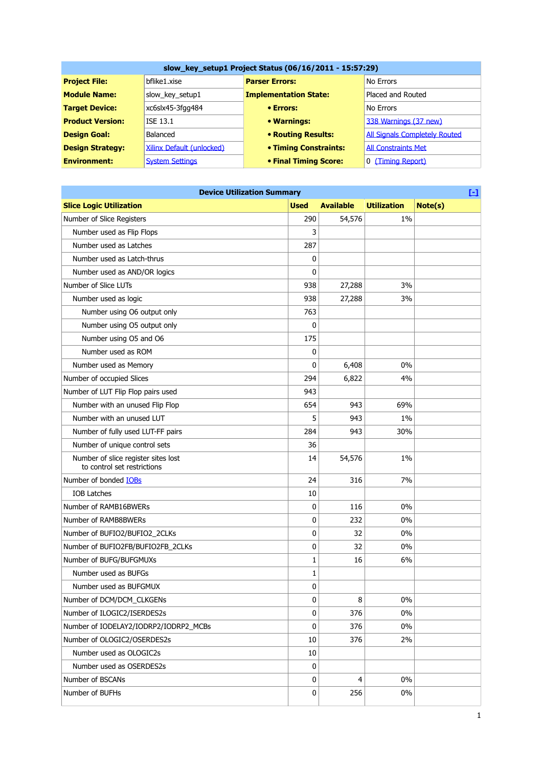| slow_key_setup1 Project Status (06/16/2011 - 15:57:29) | | | |
|---|---|---|---|
| **Project File:** | bflike1.xise | **Parser Errors:** | No Errors |
| **Module Name:** | slow_key_setup1 | **Implementation State:** | Placed and Routed |
| **Target Device:** | xc6slx45-3fgg484 | **• Errors:** | No Errors |
| **Product Version:** | ISE 13.1 | **• Warnings:** | 338 Warnings (37 new) |
| **Design Goal:** | Balanced | **• Routing Results:** | All Signals Completely Routed |
| **Design Strategy:** | Xilinx Default (unlocked) | **• Timing Constraints:** | All Constraints Met |
| **Environment:** | System Settings | **• Final Timing Score:** | 0 (Timing Report) |

| Device Utilization Summary | | | | [-] |
|---|---|---|---|---|
| **Slice Logic Utilization** | **Used** | **Available** | **Utilization** | **Note(s)** |
| Number of Slice Registers | 290 | 54,576 | 1% | |
| Number used as Flip Flops | 3 | | | |
| Number used as Latches | 287 | | | |
| Number used as Latch-thrus | 0 | | | |
| Number used as AND/OR logics | 0 | | | |
| Number of Slice LUTs | 938 | 27,288 | 3% | |
| Number used as logic | 938 | 27,288 | 3% | |
| Number using O6 output only | 763 | | | |
| Number using O5 output only | 0 | | | |
| Number using O5 and O6 | 175 | | | |
| Number used as ROM | 0 | | | |
| Number used as Memory | 0 | 6,408 | 0% | |
| Number of occupied Slices | 294 | 6,822 | 4% | |
| Number of LUT Flip Flop pairs used | 943 | | | |
| Number with an unused Flip Flop | 654 | 943 | 69% | |
| Number with an unused LUT | 5 | 943 | 1% | |
| Number of fully used LUT-FF pairs | 284 | 943 | 30% | |
| Number of unique control sets | 36 | | | |
| Number of slice register sites lost to control set restrictions | 14 | 54,576 | 1% | |
| Number of bonded IOBs | 24 | 316 | 7% | |
| IOB Latches | 10 | | | |
| Number of RAMB16BWERs | 0 | 116 | 0% | |
| Number of RAMB8BWERs | 0 | 232 | 0% | |
| Number of BUFIO2/BUFIO2_2CLKs | 0 | 32 | 0% | |
| Number of BUFIO2FB/BUFIO2FB_2CLKs | 0 | 32 | 0% | |
| Number of BUFG/BUFGMUXs | 1 | 16 | 6% | |
| Number used as BUFGs | 1 | | | |
| Number used as BUFGMUX | 0 | | | |
| Number of DCM/DCM_CLKGENs | 0 | 8 | 0% | |
| Number of ILOGIC2/ISERDES2s | 0 | 376 | 0% | |
| Number of IODELAY2/IODRP2/IODRP2_MCBs | 0 | 376 | 0% | |
| Number of OLOGIC2/OSERDES2s | 10 | 376 | 2% | |
| Number used as OLOGIC2s | 10 | | | |
| Number used as OSERDES2s | 0 | | | |
| Number of BSCANs | 0 | 4 | 0% | |
| Number of BUFHs | 0 | 256 | 0% | |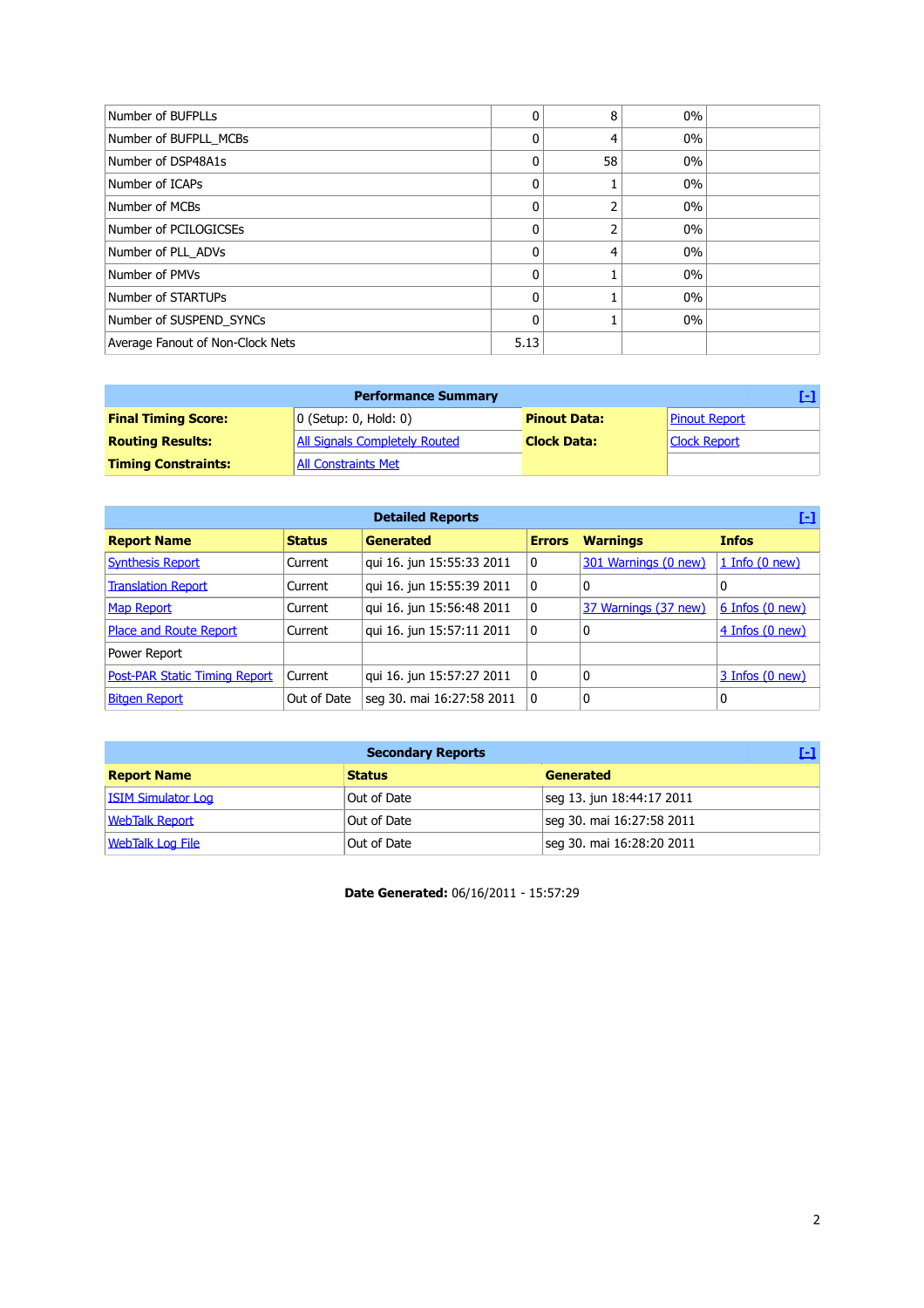| | | | | |
|---|---|---|---|---|
| Number of BUFPLLs | 0 | 8 | 0% | |
| Number of BUFPLL_MCBs | 0 | 4 | 0% | |
| Number of DSP48A1s | 0 | 58 | 0% | |
| Number of ICAPs | 0 | 1 | 0% | |
| Number of MCBs | 0 | 2 | 0% | |
| Number of PCILOGICSEs | 0 | 2 | 0% | |
| Number of PLL_ADVs | 0 | 4 | 0% | |
| Number of PMVs | 0 | 1 | 0% | |
| Number of STARTUPs | 0 | 1 | 0% | |
| Number of SUSPEND_SYNCs | 0 | 1 | 0% | |
| Average Fanout of Non-Clock Nets | 5.13 | | | |

| Performance Summary | | | [-] |
|---|---|---|---|
| **Final Timing Score:** | 0 (Setup: 0, Hold: 0) | **Pinout Data:** | Pinout Report |
| **Routing Results:** | All Signals Completely Routed | **Clock Data:** | Clock Report |
| **Timing Constraints:** | All Constraints Met | | |

| Detailed Reports | | | | | [-] |
|---|---|---|---|---|---|
| **Report Name** | **Status** | **Generated** | **Errors** | **Warnings** | **Infos** |
| Synthesis Report | Current | qui 16. jun 15:55:33 2011 | 0 | 301 Warnings (0 new) | 1 Info (0 new) |
| Translation Report | Current | qui 16. jun 15:55:39 2011 | 0 | 0 | 0 |
| Map Report | Current | qui 16. jun 15:56:48 2011 | 0 | 37 Warnings (37 new) | 6 Infos (0 new) |
| Place and Route Report | Current | qui 16. jun 15:57:11 2011 | 0 | 0 | 4 Infos (0 new) |
| Power Report | | | | | |
| Post-PAR Static Timing Report | Current | qui 16. jun 15:57:27 2011 | 0 | 0 | 3 Infos (0 new) |
| Bitgen Report | Out of Date | seg 30. mai 16:27:58 2011 | 0 | 0 | 0 |

| Secondary Reports | | [-] |
|---|---|---|
| **Report Name** | **Status** | **Generated** |
| ISIM Simulator Log | Out of Date | seg 13. jun 18:44:17 2011 |
| WebTalk Report | Out of Date | seg 30. mai 16:27:58 2011 |
| WebTalk Log File | Out of Date | seg 30. mai 16:28:20 2011 |

**Date Generated:** 06/16/2011 - 15:57:29